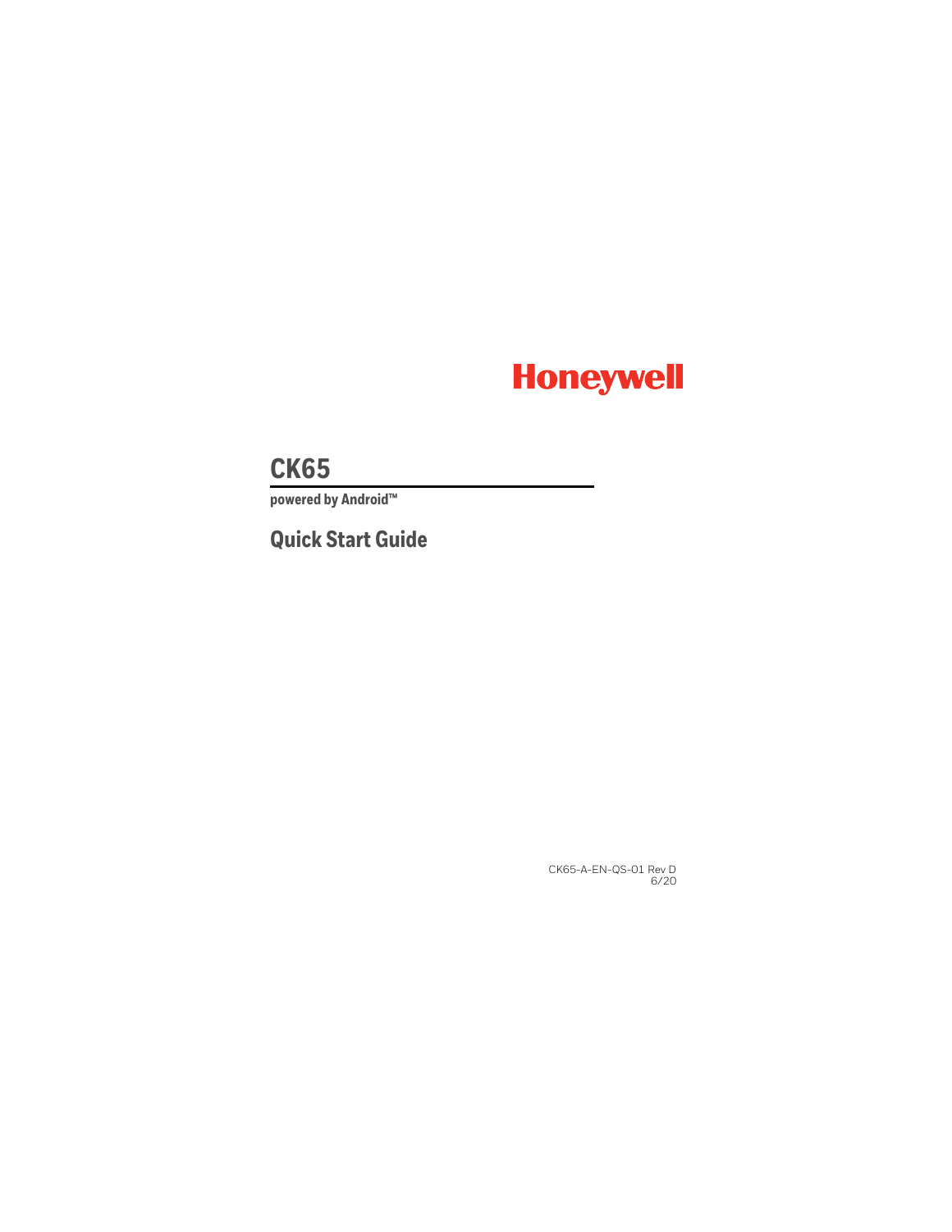Honeywell

# CK65

**powered by Android™**

## Quick Start Guide

CK65-A-EN-QS-01 Rev D
6/20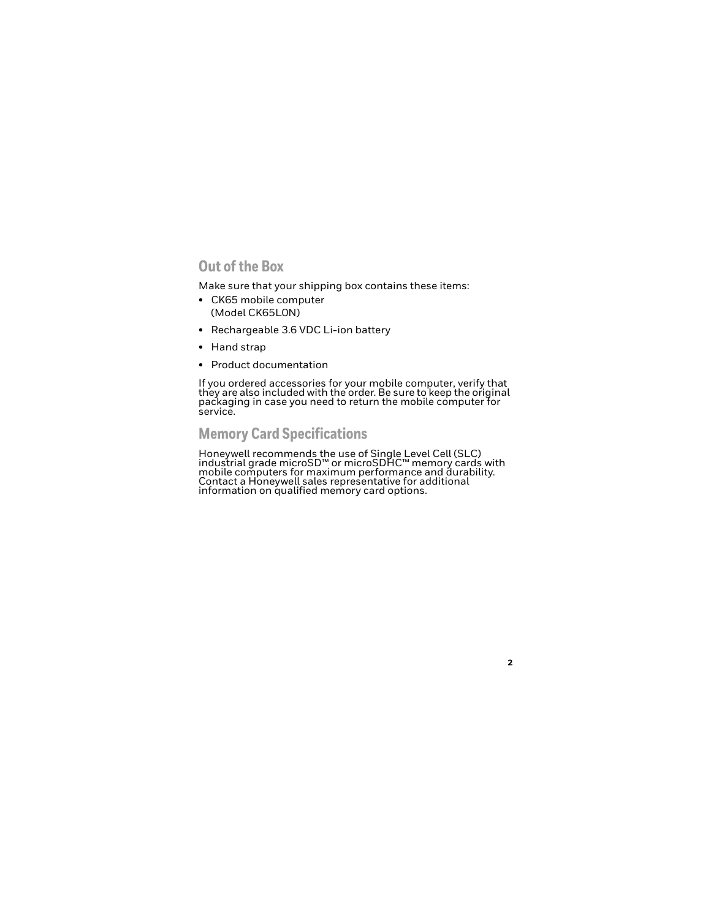## Out of the Box

Make sure that your shipping box contains these items:

- CK65 mobile computer
  (Model CK65L0N)
- Rechargeable 3.6 VDC Li-ion battery
- Hand strap
- Product documentation

If you ordered accessories for your mobile computer, verify that they are also included with the order. Be sure to keep the original packaging in case you need to return the mobile computer for service.

## Memory Card Specifications

Honeywell recommends the use of Single Level Cell (SLC) industrial grade microSD™ or microSDHC™ memory cards with mobile computers for maximum performance and durability. Contact a Honeywell sales representative for additional information on qualified memory card options.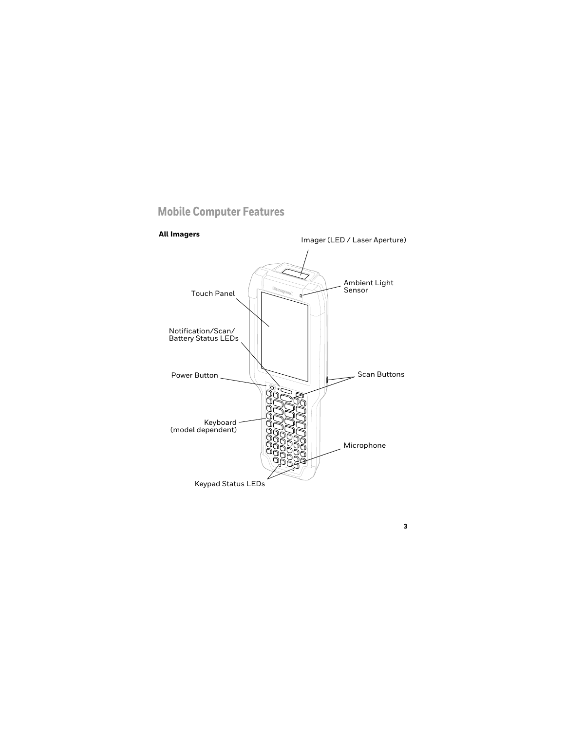# Mobile Computer Features

**All Imagers**

Imager (LED / Laser Aperture)

Ambient Light Sensor

Touch Panel

Notification/Scan/ Battery Status LEDs

Power Button

Scan Buttons

Keyboard (model dependent)

Microphone

Keypad Status LEDs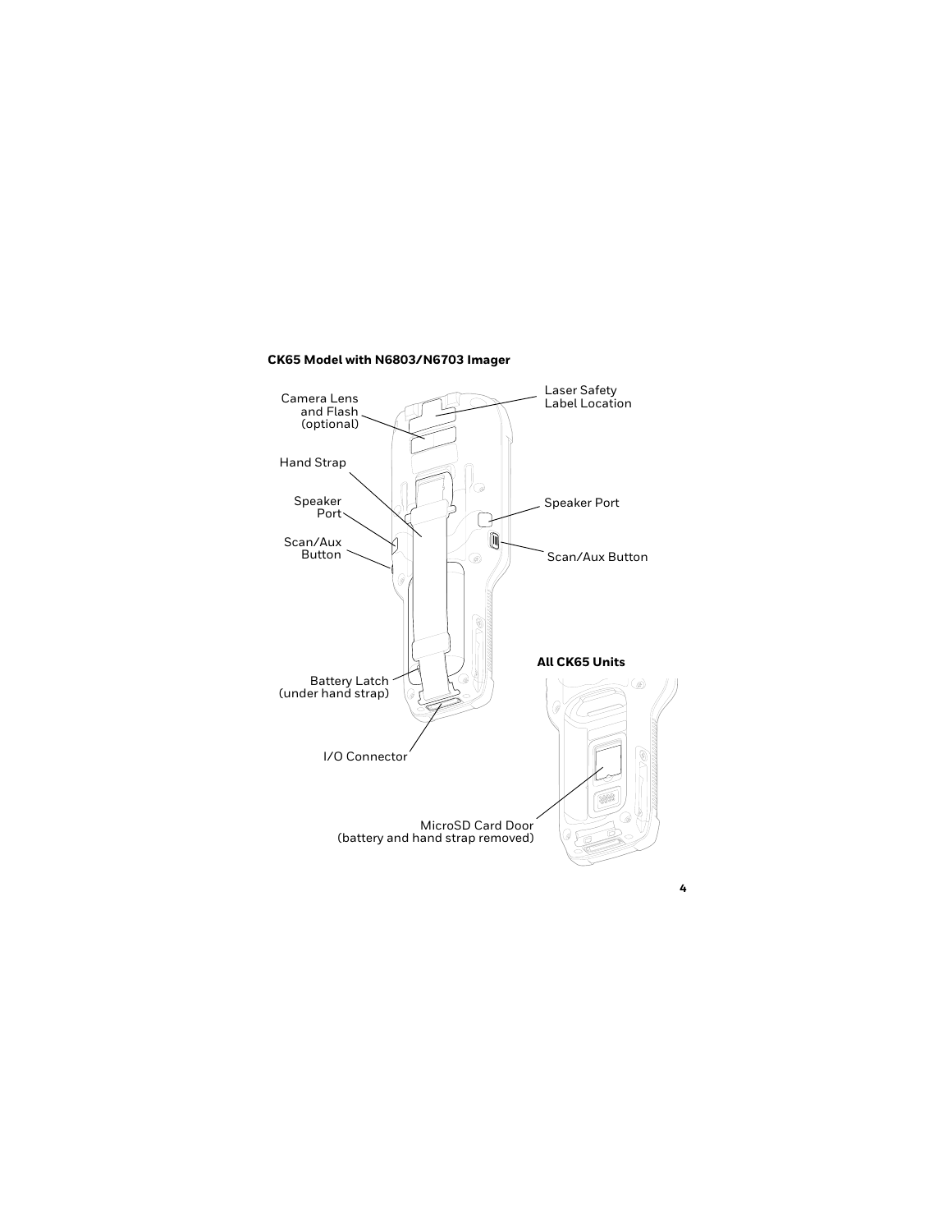**CK65 Model with N6803/N6703 Imager**

Camera Lens and Flash (optional)

Laser Safety Label Location

Hand Strap

Speaker Port

Speaker Port

Scan/Aux Button

Scan/Aux Button

Battery Latch (under hand strap)

I/O Connector

**All CK65 Units**

MicroSD Card Door (battery and hand strap removed)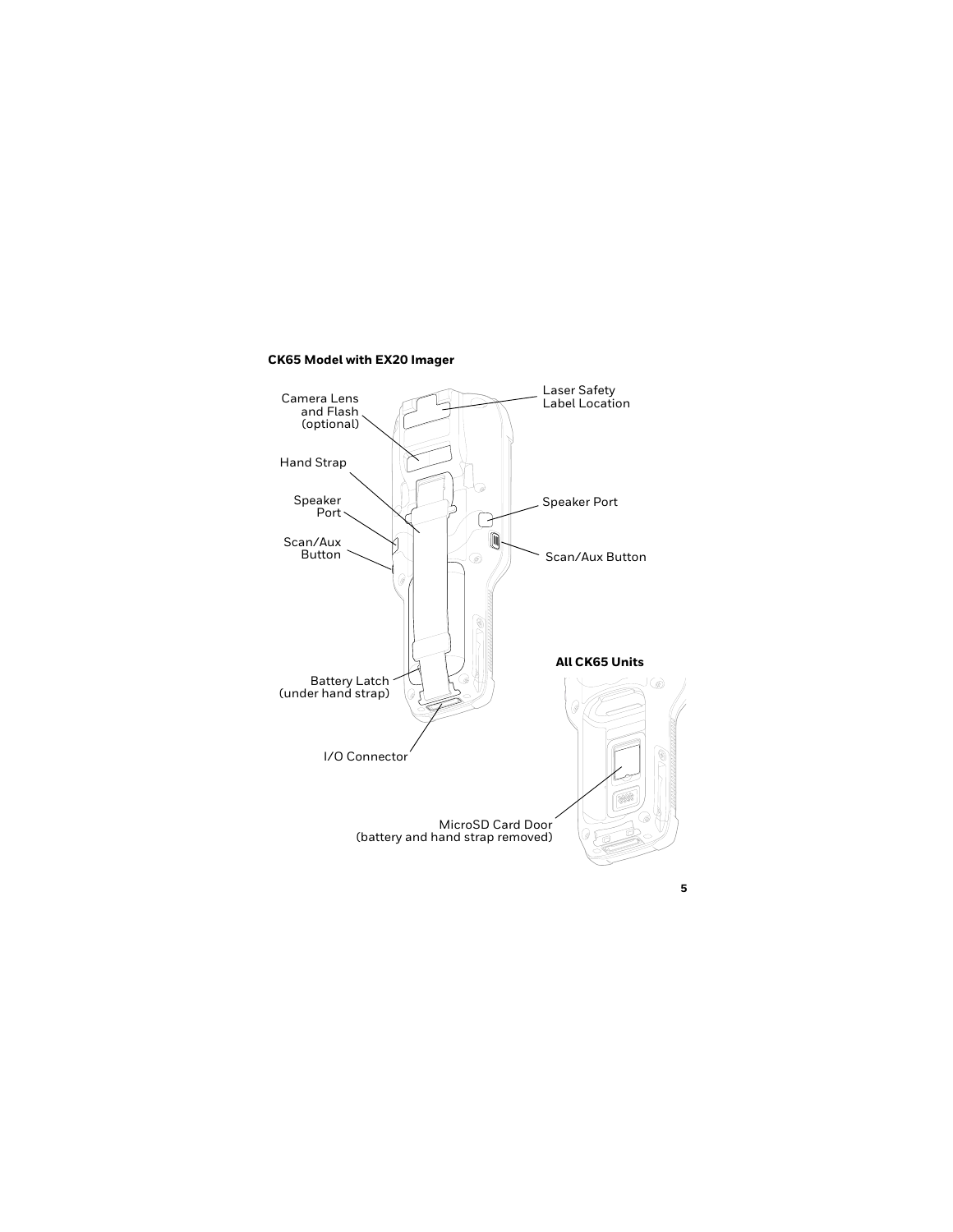**CK65 Model with EX20 Imager**

Camera Lens and Flash (optional)

Laser Safety Label Location

Hand Strap

Speaker Port

Speaker Port

Scan/Aux Button

Scan/Aux Button

Battery Latch (under hand strap)

I/O Connector

**All CK65 Units**

MicroSD Card Door (battery and hand strap removed)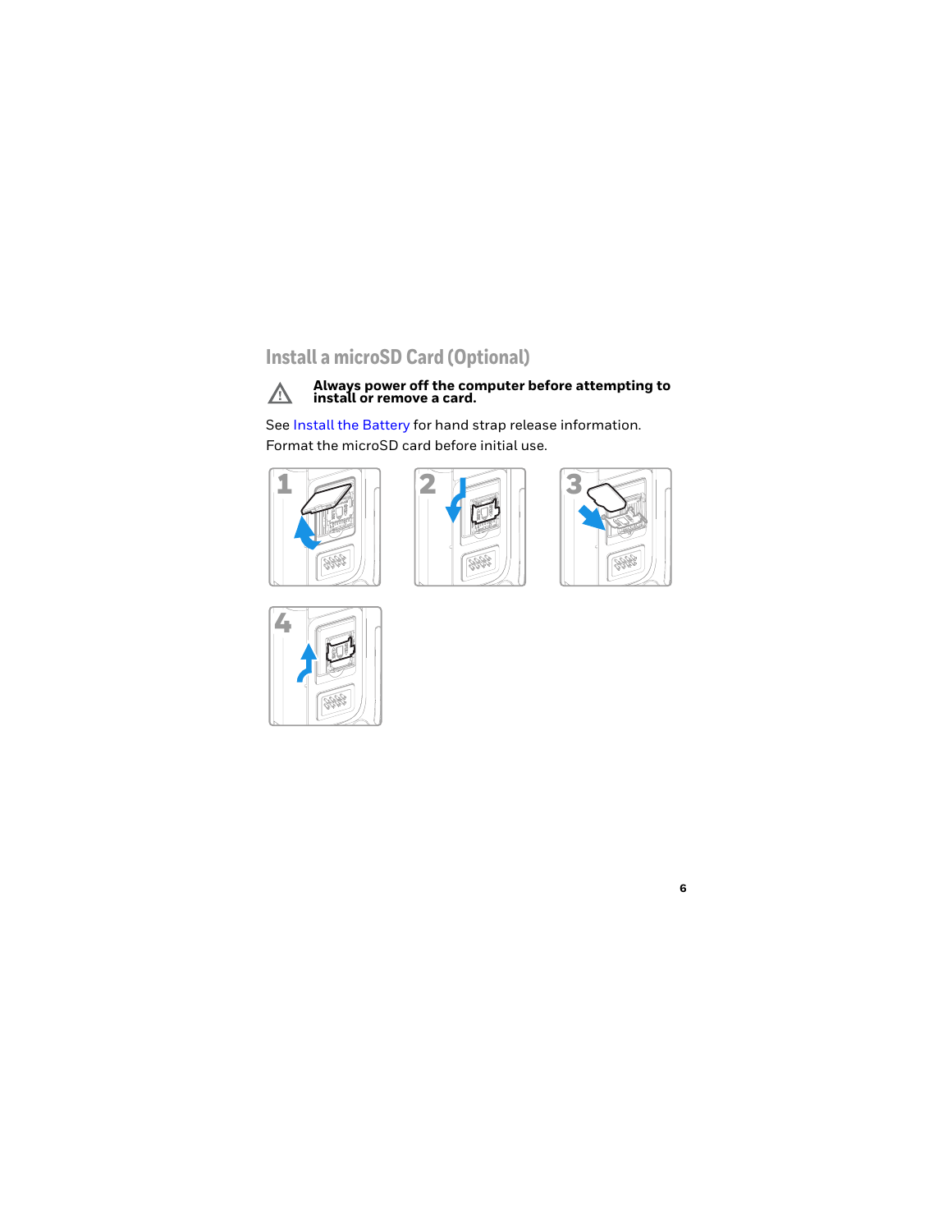## Install a microSD Card (Optional)

⚠ **Always power off the computer before attempting to install or remove a card.**

See Install the Battery for hand strap release information.

Format the microSD card before initial use.

1

2

3

4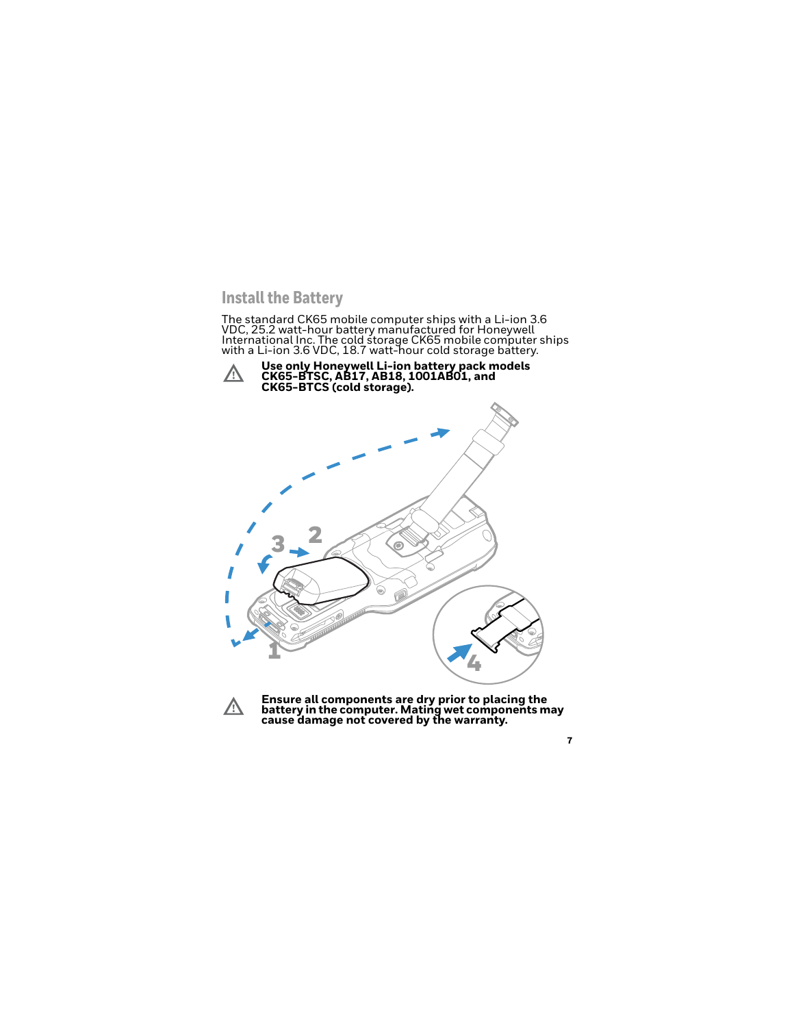## Install the Battery

The standard CK65 mobile computer ships with a Li-ion 3.6 VDC, 25.2 watt-hour battery manufactured for Honeywell International Inc. The cold storage CK65 mobile computer ships with a Li-ion 3.6 VDC, 18.7 watt-hour cold storage battery.

⚠ **Use only Honeywell Li-ion battery pack models CK65-BTSC, AB17, AB18, 1001AB01, and CK65-BTCS (cold storage).**

⚠ **Ensure all components are dry prior to placing the battery in the computer. Mating wet components may cause damage not covered by the warranty.**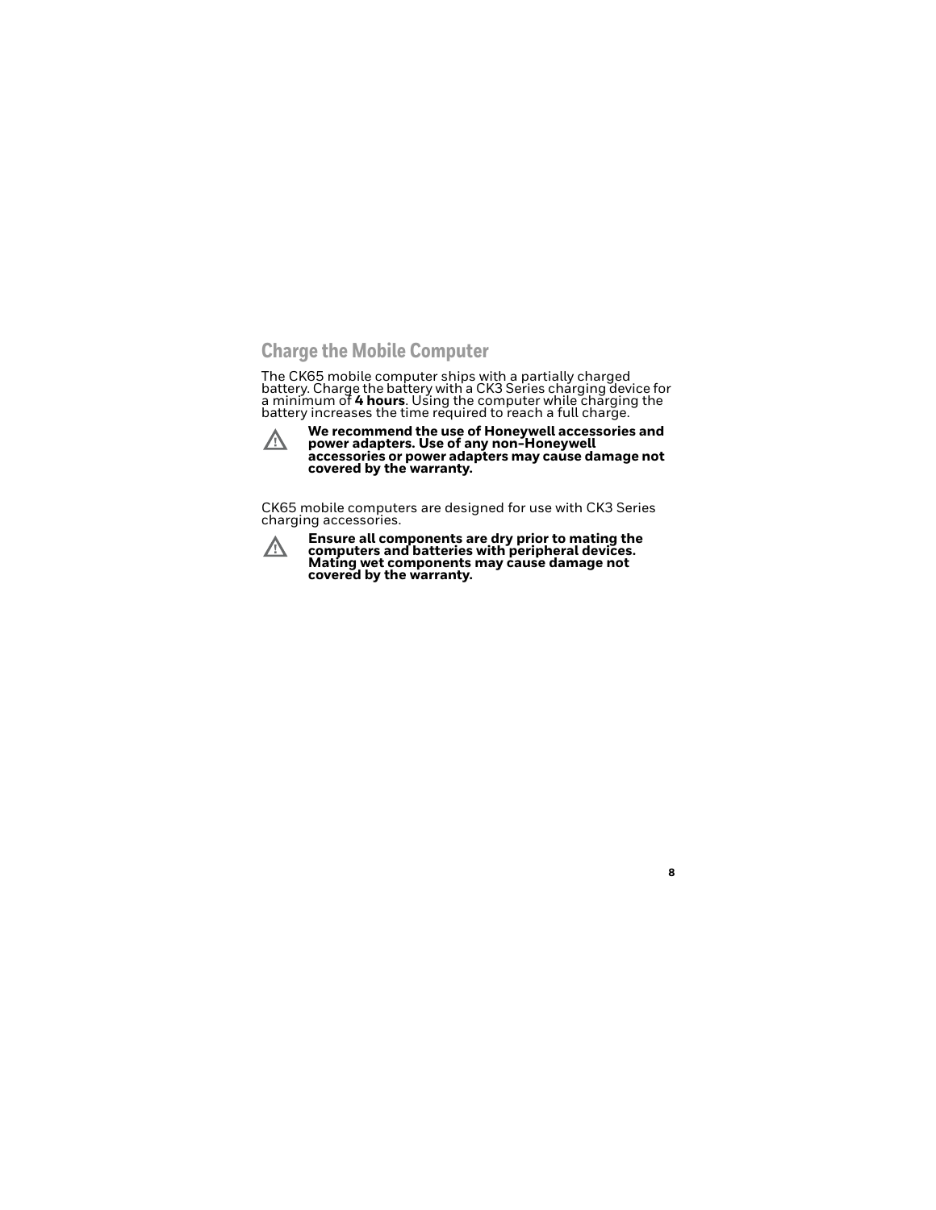## Charge the Mobile Computer

The CK65 mobile computer ships with a partially charged battery. Charge the battery with a CK3 Series charging device for a minimum of **4 hours**. Using the computer while charging the battery increases the time required to reach a full charge.

⚠ **We recommend the use of Honeywell accessories and power adapters. Use of any non-Honeywell accessories or power adapters may cause damage not covered by the warranty.**

CK65 mobile computers are designed for use with CK3 Series charging accessories.

⚠ **Ensure all components are dry prior to mating the computers and batteries with peripheral devices. Mating wet components may cause damage not covered by the warranty.**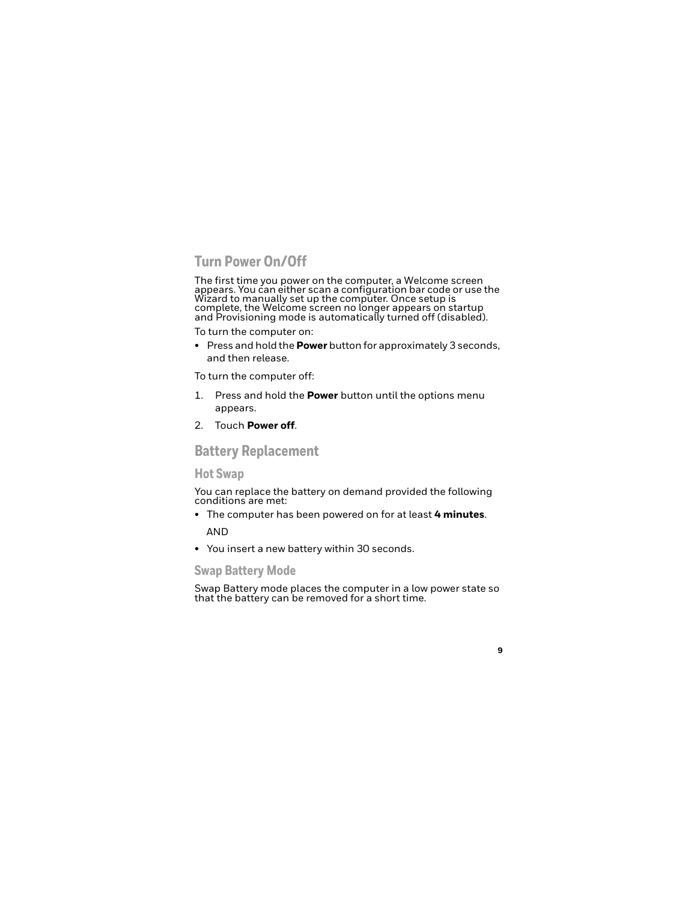## Turn Power On/Off

The first time you power on the computer, a Welcome screen appears. You can either scan a configuration bar code or use the Wizard to manually set up the computer. Once setup is complete, the Welcome screen no longer appears on startup and Provisioning mode is automatically turned off (disabled).

To turn the computer on:

- Press and hold the **Power** button for approximately 3 seconds, and then release.

To turn the computer off:

1. Press and hold the **Power** button until the options menu appears.
2. Touch **Power off**.

## Battery Replacement

### Hot Swap

You can replace the battery on demand provided the following conditions are met:

- The computer has been powered on for at least **4 minutes**.

  AND

- You insert a new battery within 30 seconds.

### Swap Battery Mode

Swap Battery mode places the computer in a low power state so that the battery can be removed for a short time.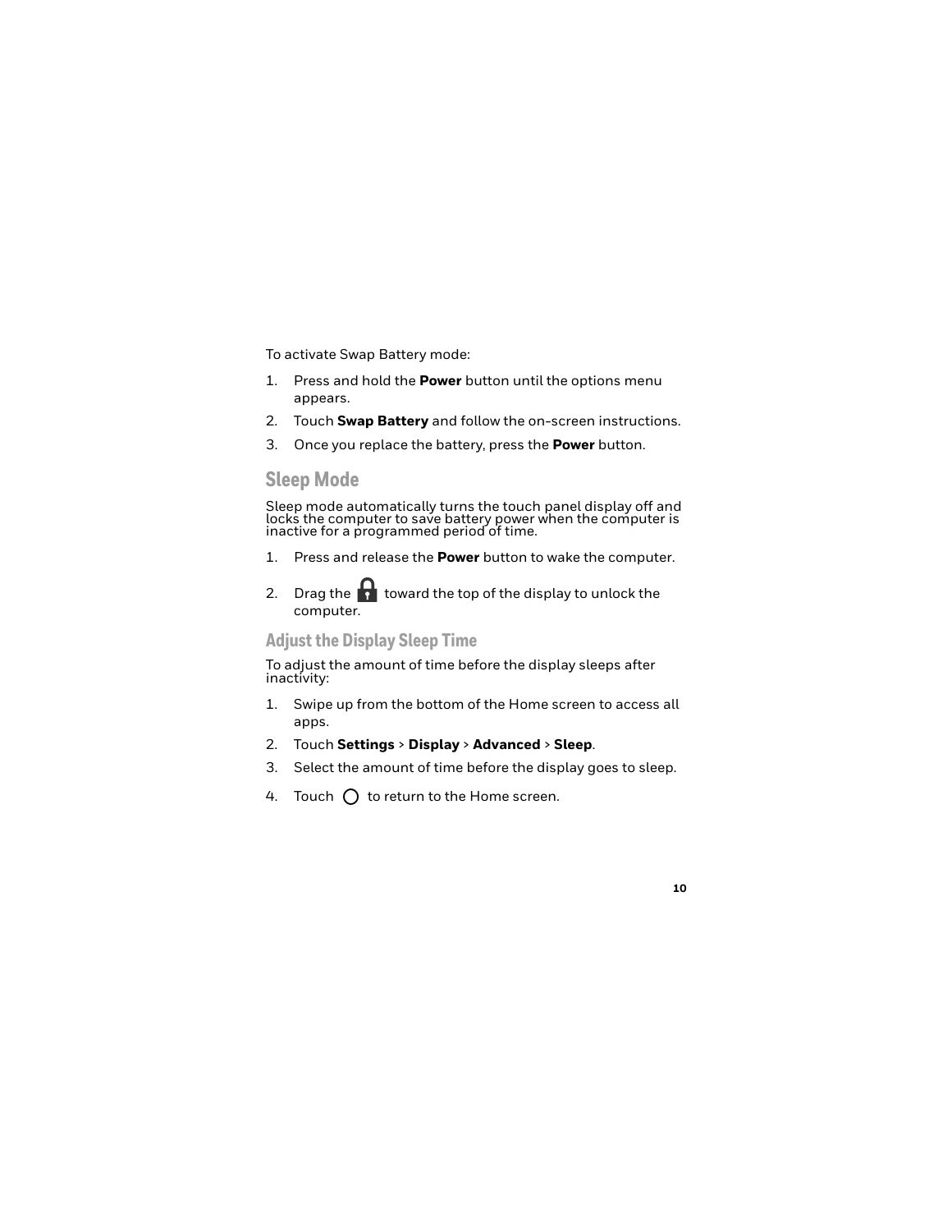To activate Swap Battery mode:

1. Press and hold the **Power** button until the options menu appears.
2. Touch **Swap Battery** and follow the on-screen instructions.
3. Once you replace the battery, press the **Power** button.

## Sleep Mode

Sleep mode automatically turns the touch panel display off and locks the computer to save battery power when the computer is inactive for a programmed period of time.

1. Press and release the **Power** button to wake the computer.
2. Drag the 🔒 toward the top of the display to unlock the computer.

### Adjust the Display Sleep Time

To adjust the amount of time before the display sleeps after inactivity:

1. Swipe up from the bottom of the Home screen to access all apps.
2. Touch **Settings** > **Display** > **Advanced** > **Sleep**.
3. Select the amount of time before the display goes to sleep.
4. Touch ◯ to return to the Home screen.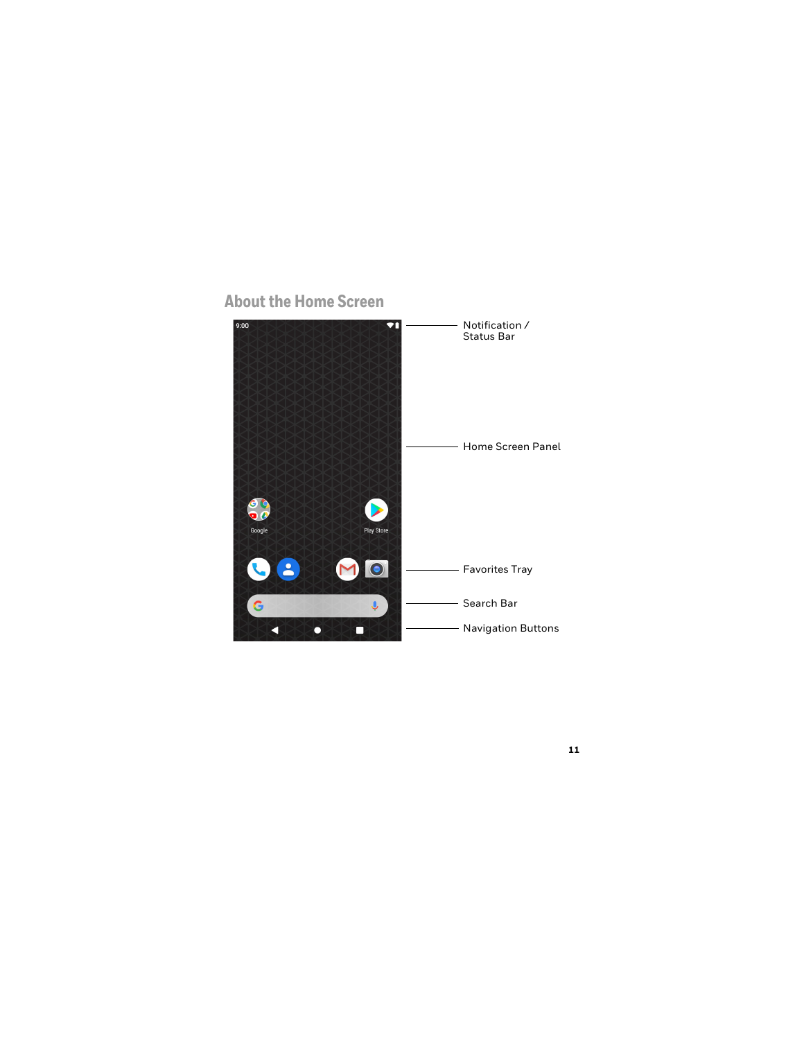## About the Home Screen

Notification / Status Bar

Home Screen Panel

Favorites Tray

Search Bar

Navigation Buttons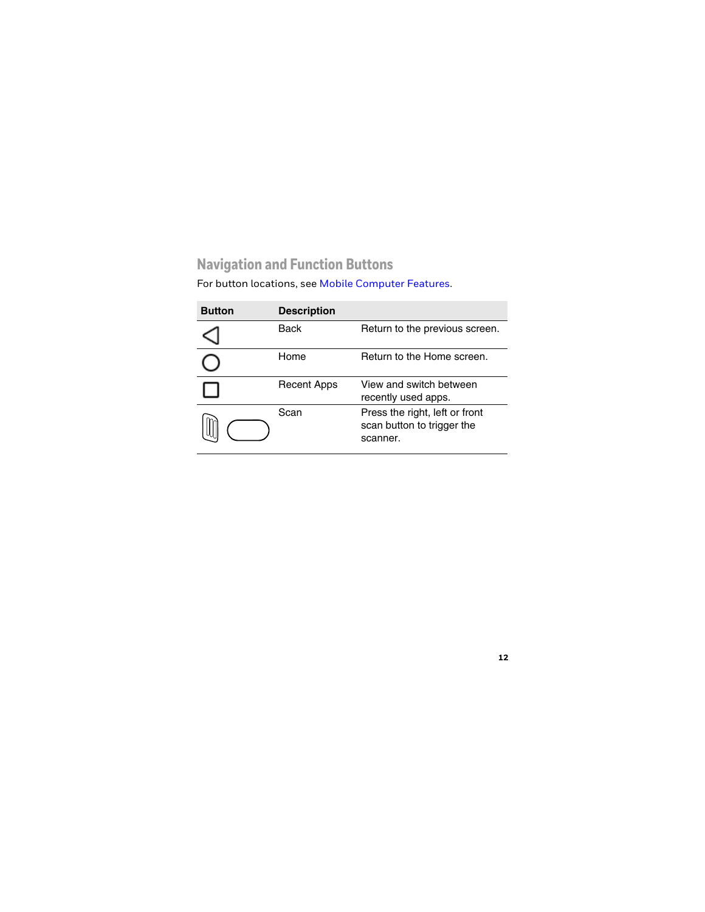## Navigation and Function Buttons

For button locations, see Mobile Computer Features.

| Button | Description | |
| --- | --- | --- |
| ◁ | Back | Return to the previous screen. |
| ○ | Home | Return to the Home screen. |
| □ | Recent Apps | View and switch between recently used apps. |
| | Scan | Press the right, left or front scan button to trigger the scanner. |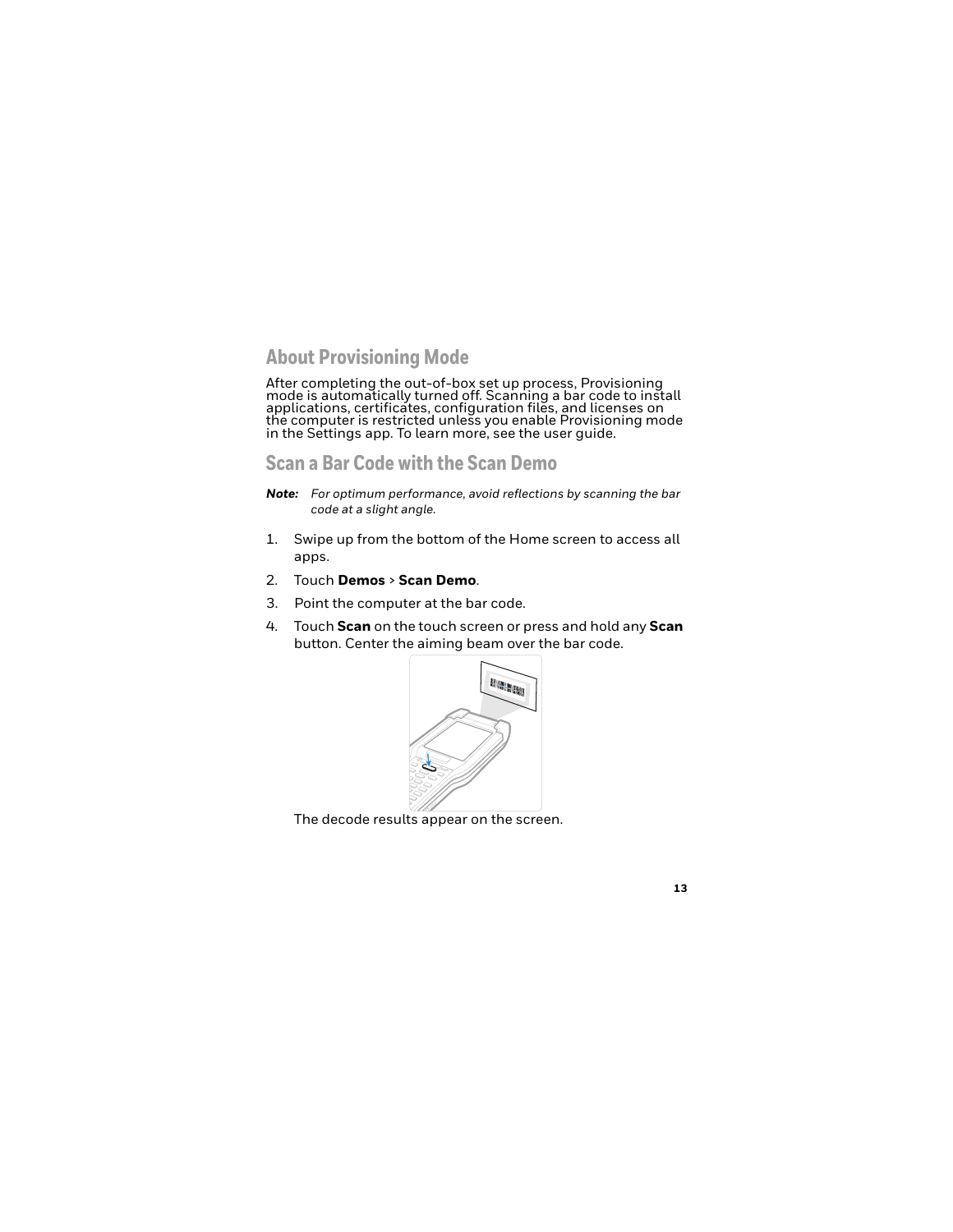## About Provisioning Mode

After completing the out-of-box set up process, Provisioning mode is automatically turned off. Scanning a bar code to install applications, certificates, configuration files, and licenses on the computer is restricted unless you enable Provisioning mode in the Settings app. To learn more, see the user guide.

## Scan a Bar Code with the Scan Demo

***Note:*** *For optimum performance, avoid reflections by scanning the bar code at a slight angle.*

1. Swipe up from the bottom of the Home screen to access all apps.
2. Touch **Demos** > **Scan Demo**.
3. Point the computer at the bar code.
4. Touch **Scan** on the touch screen or press and hold any **Scan** button. Center the aiming beam over the bar code.

   The decode results appear on the screen.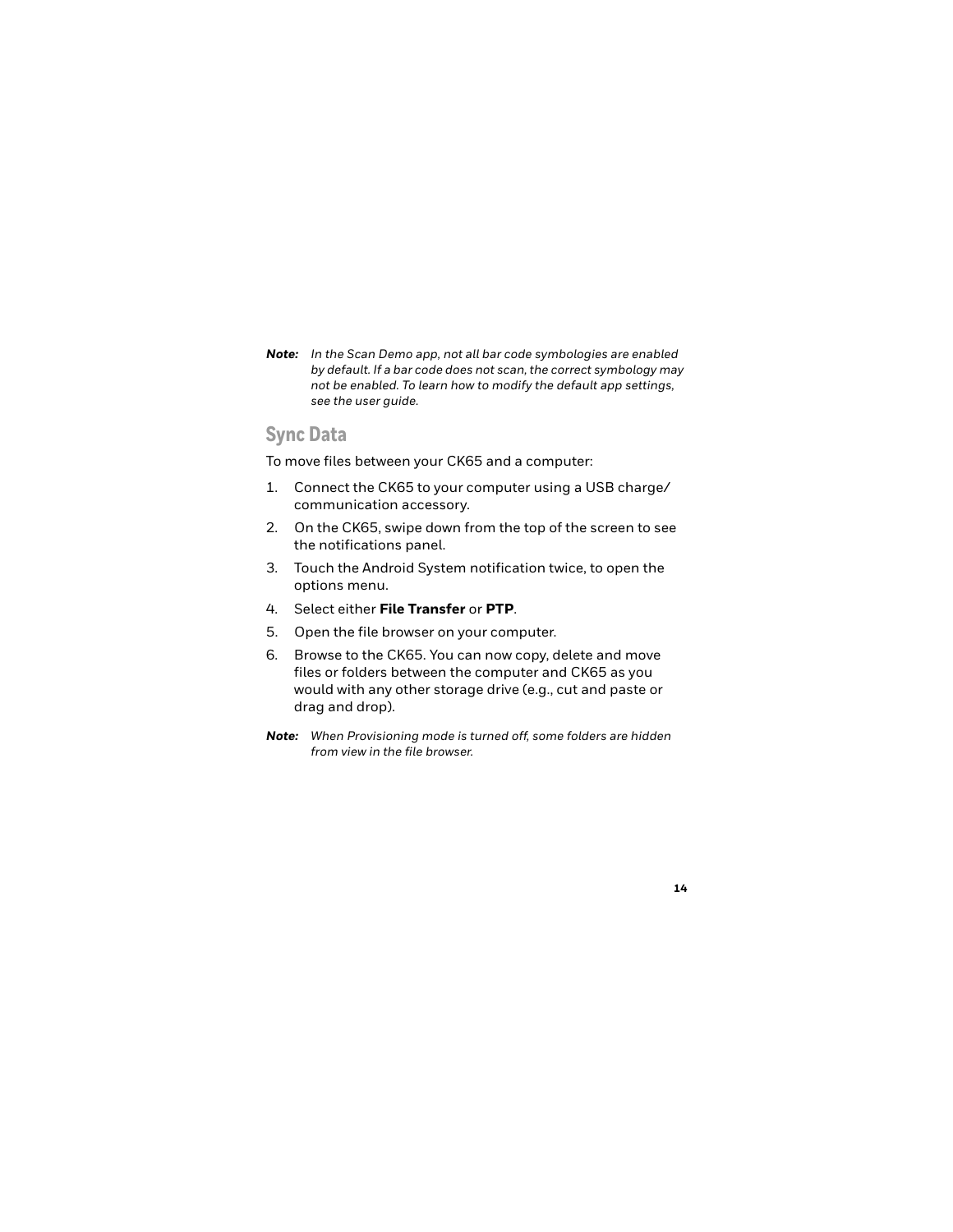***Note:*** *In the Scan Demo app, not all bar code symbologies are enabled by default. If a bar code does not scan, the correct symbology may not be enabled. To learn how to modify the default app settings, see the user guide.*

## Sync Data

To move files between your CK65 and a computer:

1. Connect the CK65 to your computer using a USB charge/ communication accessory.
2. On the CK65, swipe down from the top of the screen to see the notifications panel.
3. Touch the Android System notification twice, to open the options menu.
4. Select either **File Transfer** or **PTP**.
5. Open the file browser on your computer.
6. Browse to the CK65. You can now copy, delete and move files or folders between the computer and CK65 as you would with any other storage drive (e.g., cut and paste or drag and drop).

***Note:*** *When Provisioning mode is turned off, some folders are hidden from view in the file browser.*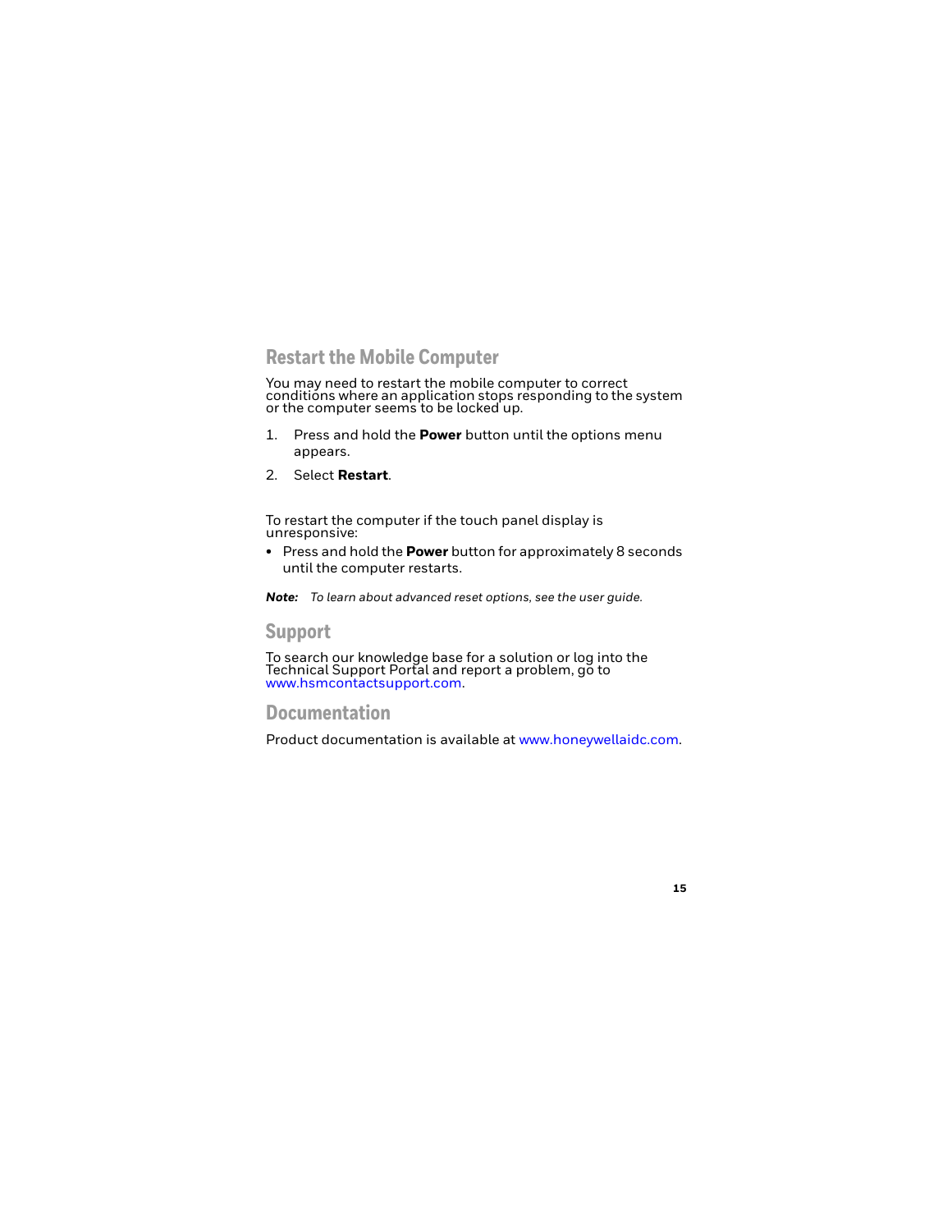## Restart the Mobile Computer

You may need to restart the mobile computer to correct conditions where an application stops responding to the system or the computer seems to be locked up.

1. Press and hold the **Power** button until the options menu appears.
2. Select **Restart**.

To restart the computer if the touch panel display is unresponsive:

- Press and hold the **Power** button for approximately 8 seconds until the computer restarts.

***Note:*** *To learn about advanced reset options, see the user guide.*

## Support

To search our knowledge base for a solution or log into the Technical Support Portal and report a problem, go to www.hsmcontactsupport.com.

## Documentation

Product documentation is available at www.honeywellaidc.com.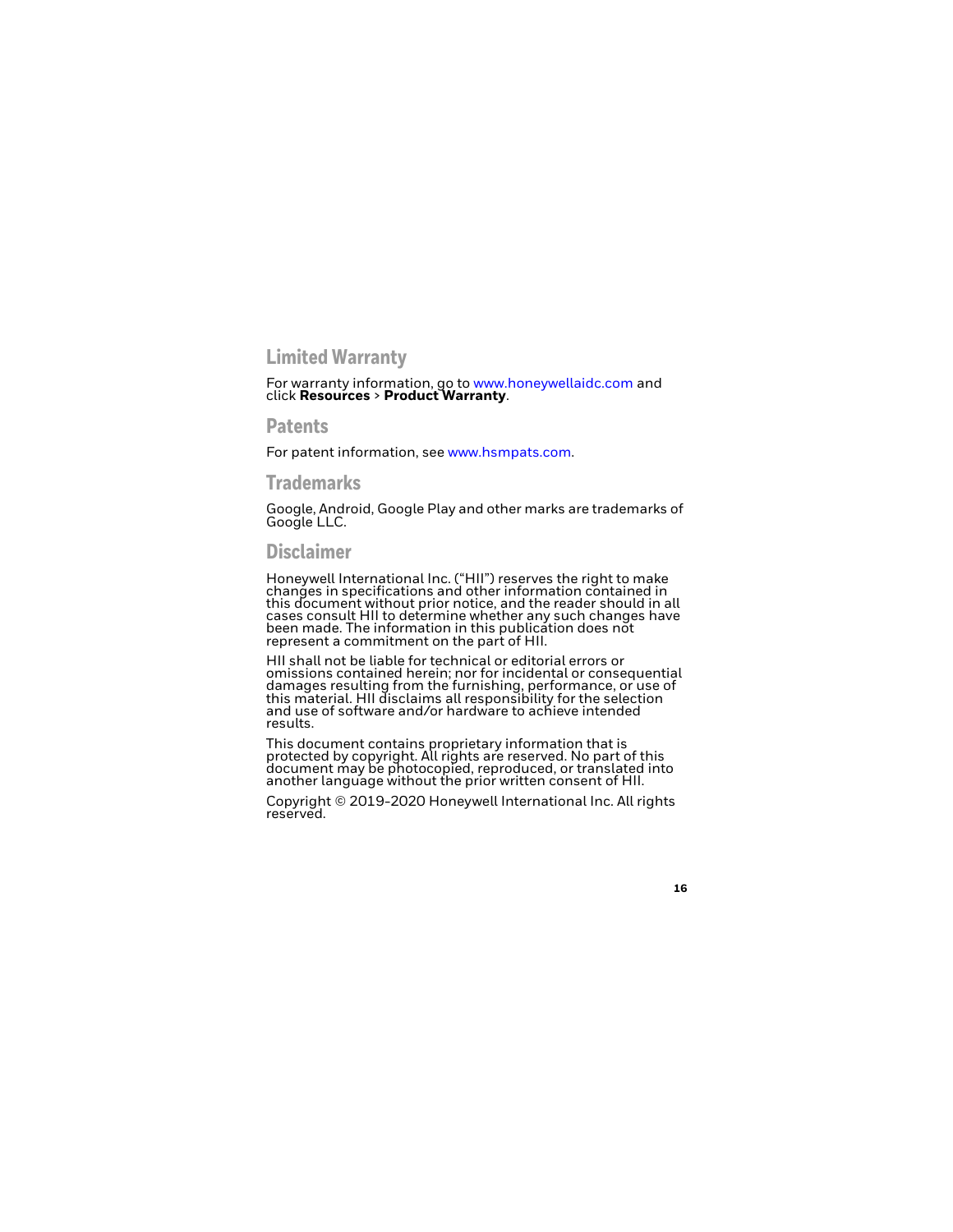## Limited Warranty

For warranty information, go to www.honeywellaidc.com and click **Resources** > **Product Warranty**.

## Patents

For patent information, see www.hsmpats.com.

## Trademarks

Google, Android, Google Play and other marks are trademarks of Google LLC.

## Disclaimer

Honeywell International Inc. ("HII") reserves the right to make changes in specifications and other information contained in this document without prior notice, and the reader should in all cases consult HII to determine whether any such changes have been made. The information in this publication does not represent a commitment on the part of HII.

HII shall not be liable for technical or editorial errors or omissions contained herein; nor for incidental or consequential damages resulting from the furnishing, performance, or use of this material. HII disclaims all responsibility for the selection and use of software and/or hardware to achieve intended results.

This document contains proprietary information that is protected by copyright. All rights are reserved. No part of this document may be photocopied, reproduced, or translated into another language without the prior written consent of HII.

Copyright © 2019-2020 Honeywell International Inc. All rights reserved.